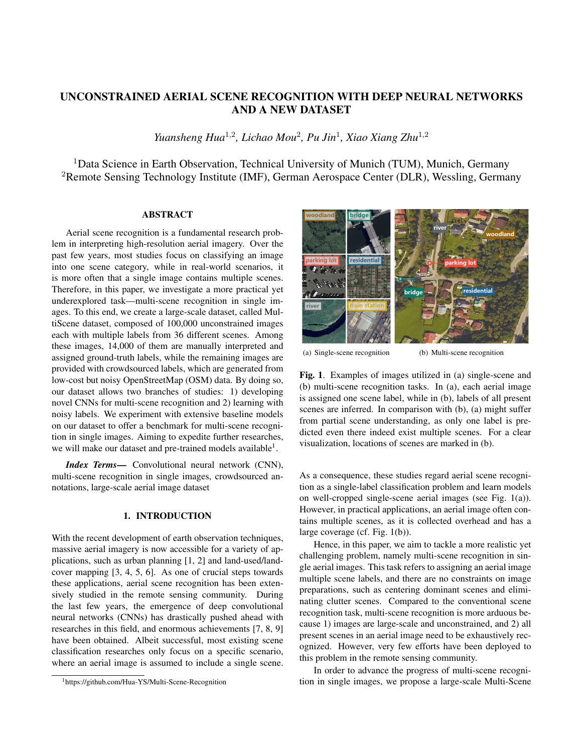# UNCONSTRAINED AERIAL SCENE RECOGNITION WITH DEEP NEURAL NETWORKS AND A NEW DATASET

*Yuansheng Hua*[1,2], *Lichao Mou*[2], *Pu Jin*[1], *Xiao Xiang Zhu*[1,2]

[1]Data Science in Earth Observation, Technical University of Munich (TUM), Munich, Germany
[2]Remote Sensing Technology Institute (IMF), German Aerospace Center (DLR), Wessling, Germany

## ABSTRACT

Aerial scene recognition is a fundamental research problem in interpreting high-resolution aerial imagery. Over the past few years, most studies focus on classifying an image into one scene category, while in real-world scenarios, it is more often that a single image contains multiple scenes. Therefore, in this paper, we investigate a more practical yet underexplored task—multi-scene recognition in single images. To this end, we create a large-scale dataset, called MultiScene dataset, composed of 100,000 unconstrained images each with multiple labels from 36 different scenes. Among these images, 14,000 of them are manually interpreted and assigned ground-truth labels, while the remaining images are provided with crowdsourced labels, which are generated from low-cost but noisy OpenStreetMap (OSM) data. By doing so, our dataset allows two branches of studies: 1) developing novel CNNs for multi-scene recognition and 2) learning with noisy labels. We experiment with extensive baseline models on our dataset to offer a benchmark for multi-scene recognition in single images. Aiming to expedite further researches, we will make our dataset and pre-trained models available[1].

***Index Terms*—** Convolutional neural network (CNN), multi-scene recognition in single images, crowdsourced annotations, large-scale aerial image dataset

## 1. INTRODUCTION

With the recent development of earth observation techniques, massive aerial imagery is now accessible for a variety of applications, such as urban planning [1, 2] and land-used/land-cover mapping [3, 4, 5, 6]. As one of crucial steps towards these applications, aerial scene recognition has been extensively studied in the remote sensing community. During the last few years, the emergence of deep convolutional neural networks (CNNs) has drastically pushed ahead with researches in this field, and enormous achievements [7, 8, 9] have been obtained. Albeit successful, most existing scene classification researches only focus on a specific scenario, where an aerial image is assumed to include a single scene. As a consequence, these studies regard aerial scene recognition as a single-label classification problem and learn models on well-cropped single-scene aerial images (see Fig. 1(a)). However, in practical applications, an aerial image often contains multiple scenes, as it is collected overhead and has a large coverage (cf. Fig. 1(b)).

(a) Single-scene recognition (b) Multi-scene recognition

**Fig. 1**. Examples of images utilized in (a) single-scene and (b) multi-scene recognition tasks. In (a), each aerial image is assigned one scene label, while in (b), labels of all present scenes are inferred. In comparison with (b), (a) might suffer from partial scene understanding, as only one label is predicted even there indeed exist multiple scenes. For a clear visualization, locations of scenes are marked in (b).

Hence, in this paper, we aim to tackle a more realistic yet challenging problem, namely multi-scene recognition in single aerial images. This task refers to assigning an aerial image multiple scene labels, and there are no constraints on image preparations, such as centering dominant scenes and eliminating clutter scenes. Compared to the conventional scene recognition task, multi-scene recognition is more arduous because 1) images are large-scale and unconstrained, and 2) all present scenes in an aerial image need to be exhaustively recognized. However, very few efforts have been deployed to this problem in the remote sensing community.

In order to advance the progress of multi-scene recognition in single images, we propose a large-scale Multi-Scene

[1]https://github.com/Hua-YS/Multi-Scene-Recognition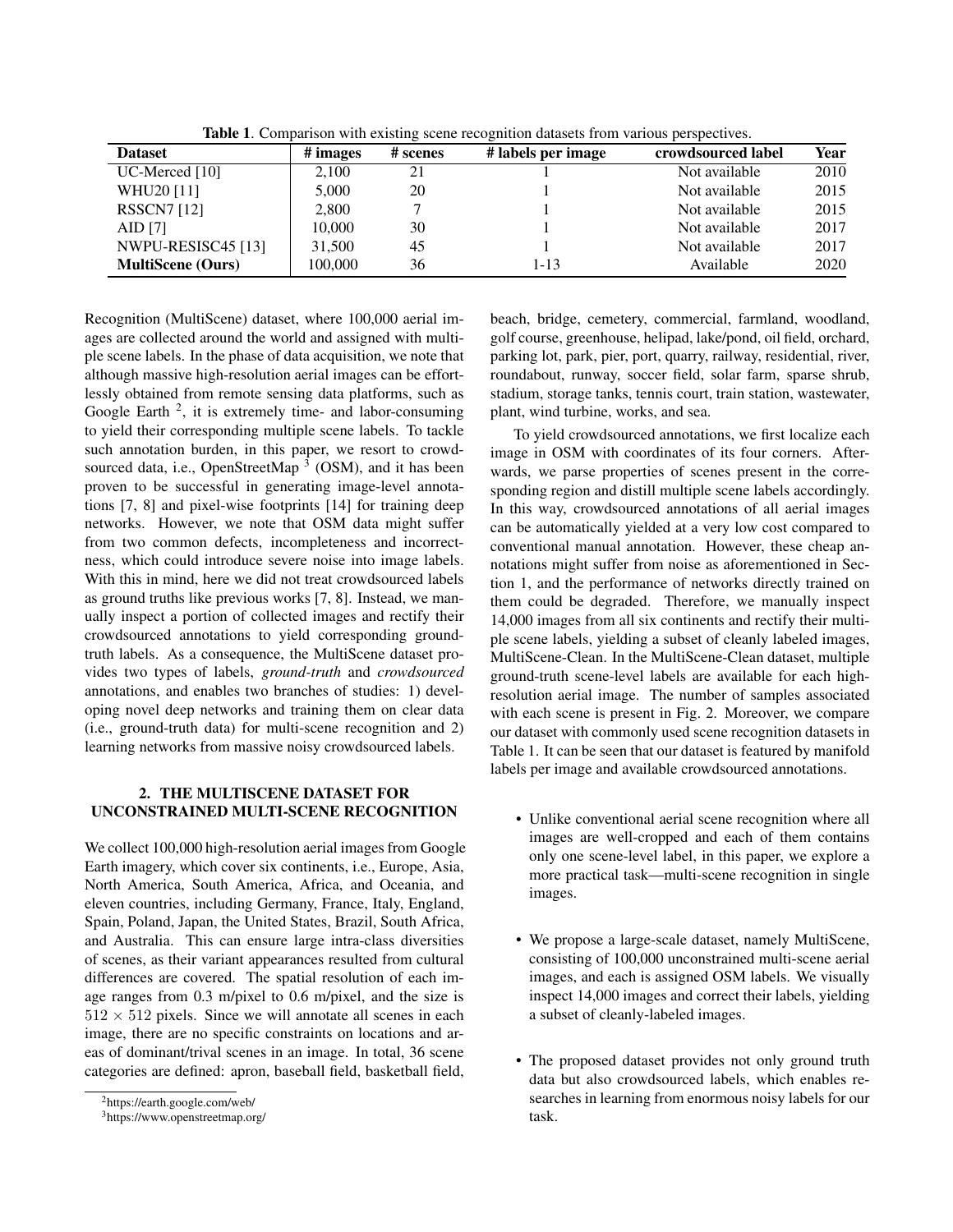Table 1. Comparison with existing scene recognition datasets from various perspectives.

| Dataset | # images | # scenes | # labels per image | crowdsourced label | Year |
|---|---|---|---|---|---|
| UC-Merced [10] | 2,100 | 21 | 1 | Not available | 2010 |
| WHU20 [11] | 5,000 | 20 | 1 | Not available | 2015 |
| RSSCN7 [12] | 2,800 | 7 | 1 | Not available | 2015 |
| AID [7] | 10,000 | 30 | 1 | Not available | 2017 |
| NWPU-RESISC45 [13] | 31,500 | 45 | 1 | Not available | 2017 |
| **MultiScene (Ours)** | 100,000 | 36 | 1-13 | Available | 2020 |

Recognition (MultiScene) dataset, where 100,000 aerial images are collected around the world and assigned with multiple scene labels. In the phase of data acquisition, we note that although massive high-resolution aerial images can be effortlessly obtained from remote sensing data platforms, such as Google Earth [2], it is extremely time- and labor-consuming to yield their corresponding multiple scene labels. To tackle such annotation burden, in this paper, we resort to crowdsourced data, i.e., OpenStreetMap [3] (OSM), and it has been proven to be successful in generating image-level annotations [7, 8] and pixel-wise footprints [14] for training deep networks. However, we note that OSM data might suffer from two common defects, incompleteness and incorrectness, which could introduce severe noise into image labels. With this in mind, here we did not treat crowdsourced labels as ground truths like previous works [7, 8]. Instead, we manually inspect a portion of collected images and rectify their crowdsourced annotations to yield corresponding ground-truth labels. As a consequence, the MultiScene dataset provides two types of labels, *ground-truth* and *crowdsourced* annotations, and enables two branches of studies: 1) developing novel deep networks and training them on clear data (i.e., ground-truth data) for multi-scene recognition and 2) learning networks from massive noisy crowdsourced labels.

## 2. THE MULTISCENE DATASET FOR UNCONSTRAINED MULTI-SCENE RECOGNITION

We collect 100,000 high-resolution aerial images from Google Earth imagery, which cover six continents, i.e., Europe, Asia, North America, South America, Africa, and Oceania, and eleven countries, including Germany, France, Italy, England, Spain, Poland, Japan, the United States, Brazil, South Africa, and Australia. This can ensure large intra-class diversities of scenes, as their variant appearances resulted from cultural differences are covered. The spatial resolution of each image ranges from 0.3 m/pixel to 0.6 m/pixel, and the size is $512 \times 512$ pixels. Since we will annotate all scenes in each image, there are no specific constraints on locations and areas of dominant/trival scenes in an image. In total, 36 scene categories are defined: apron, baseball field, basketball field, beach, bridge, cemetery, commercial, farmland, woodland, golf course, greenhouse, helipad, lake/pond, oil field, orchard, parking lot, park, pier, port, quarry, railway, residential, river, roundabout, runway, soccer field, solar farm, sparse shrub, stadium, storage tanks, tennis court, train station, wastewater, plant, wind turbine, works, and sea.

To yield crowdsourced annotations, we first localize each image in OSM with coordinates of its four corners. Afterwards, we parse properties of scenes present in the corresponding region and distill multiple scene labels accordingly. In this way, crowdsourced annotations of all aerial images can be automatically yielded at a very low cost compared to conventional manual annotation. However, these cheap annotations might suffer from noise as aforementioned in Section 1, and the performance of networks directly trained on them could be degraded. Therefore, we manually inspect 14,000 images from all six continents and rectify their multiple scene labels, yielding a subset of cleanly labeled images, MultiScene-Clean. In the MultiScene-Clean dataset, multiple ground-truth scene-level labels are available for each high-resolution aerial image. The number of samples associated with each scene is present in Fig. 2. Moreover, we compare our dataset with commonly used scene recognition datasets in Table 1. It can be seen that our dataset is featured by manifold labels per image and available crowdsourced annotations.

- Unlike conventional aerial scene recognition where all images are well-cropped and each of them contains only one scene-level label, in this paper, we explore a more practical task—multi-scene recognition in single images.
- We propose a large-scale dataset, namely MultiScene, consisting of 100,000 unconstrained multi-scene aerial images, and each is assigned OSM labels. We visually inspect 14,000 images and correct their labels, yielding a subset of cleanly-labeled images.
- The proposed dataset provides not only ground truth data but also crowdsourced labels, which enables researches in learning from enormous noisy labels for our task.

[2]https://earth.google.com/web/

[3]https://www.openstreetmap.org/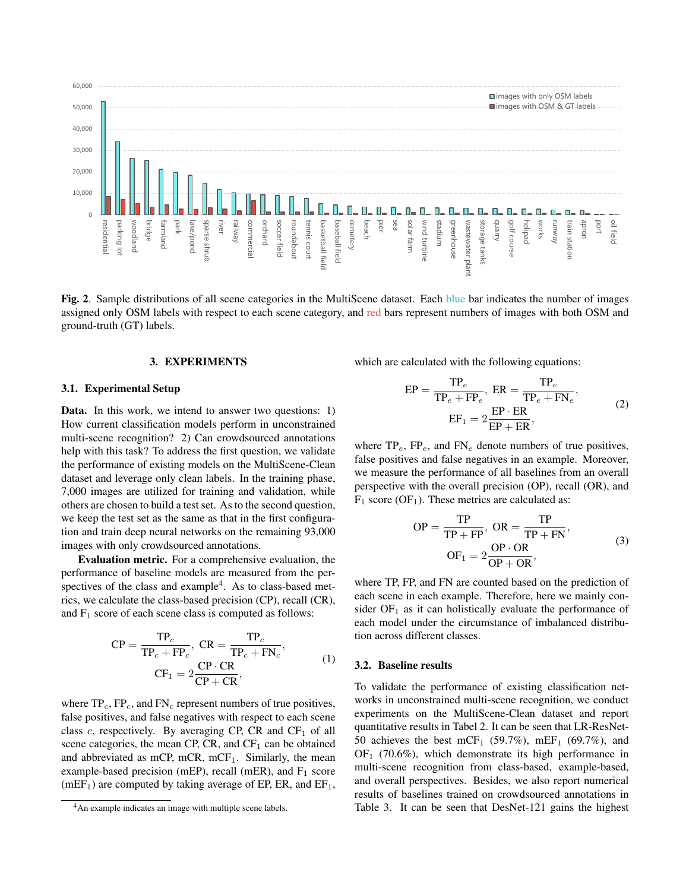**Fig. 2**. Sample distributions of all scene categories in the MultiScene dataset. Each blue bar indicates the number of images assigned only OSM labels with respect to each scene category, and red bars represent numbers of images with both OSM and ground-truth (GT) labels.

## 3. EXPERIMENTS

### 3.1. Experimental Setup

**Data.** In this work, we intend to answer two questions: 1) How current classification models perform in unconstrained multi-scene recognition? 2) Can crowdsourced annotations help with this task? To address the first question, we validate the performance of existing models on the MultiScene-Clean dataset and leverage only clean labels. In the training phase, 7,000 images are utilized for training and validation, while others are chosen to build a test set. As to the second question, we keep the test set as the same as that in the first configuration and train deep neural networks on the remaining 93,000 images with only crowdsourced annotations.

**Evaluation metric.** For a comprehensive evaluation, the performance of baseline models are measured from the perspectives of the class and example[4]. As to class-based metrics, we calculate the class-based precision (CP), recall (CR), and $\mathrm{F}_1$ score of each scene class is computed as follows:

$$
\mathrm{CP} = \frac{\mathrm{TP}_c}{\mathrm{TP}_c + \mathrm{FP}_c},\ \mathrm{CR} = \frac{\mathrm{TP}_c}{\mathrm{TP}_c + \mathrm{FN}_c},
$$
$$
\mathrm{CF}_1 = 2\frac{\mathrm{CP} \cdot \mathrm{CR}}{\mathrm{CP} + \mathrm{CR}}, \tag{1}
$$

where $\mathrm{TP}_c$, $\mathrm{FP}_c$, and $\mathrm{FN}_c$ represent numbers of true positives, false positives, and false negatives with respect to each scene class $c$, respectively. By averaging CP, CR and $\mathrm{CF}_1$ of all scene categories, the mean CP, CR, and $\mathrm{CF}_1$ can be obtained and abbreviated as mCP, mCR, $\mathrm{mCF}_1$. Similarly, the mean example-based precision (mEP), recall (mER), and $\mathrm{F}_1$ score ($\mathrm{mEF}_1$) are computed by taking average of EP, ER, and $\mathrm{EF}_1$, which are calculated with the following equations:

$$
\mathrm{EP} = \frac{\mathrm{TP}_e}{\mathrm{TP}_e + \mathrm{FP}_e},\ \mathrm{ER} = \frac{\mathrm{TP}_e}{\mathrm{TP}_e + \mathrm{FN}_e},
$$
$$
\mathrm{EF}_1 = 2\frac{\mathrm{EP} \cdot \mathrm{ER}}{\mathrm{EP} + \mathrm{ER}}, \tag{2}
$$

where $\mathrm{TP}_e$, $\mathrm{FP}_e$, and $\mathrm{FN}_e$ denote numbers of true positives, false positives and false negatives in an example. Moreover, we measure the performance of all baselines from an overall perspective with the overall precision (OP), recall (OR), and $\mathrm{F}_1$ score ($\mathrm{OF}_1$). These metrics are calculated as:

$$
\mathrm{OP} = \frac{\mathrm{TP}}{\mathrm{TP} + \mathrm{FP}},\ \mathrm{OR} = \frac{\mathrm{TP}}{\mathrm{TP} + \mathrm{FN}},
$$
$$
\mathrm{OF}_1 = 2\frac{\mathrm{OP} \cdot \mathrm{OR}}{\mathrm{OP} + \mathrm{OR}}, \tag{3}
$$

where TP, FP, and FN are counted based on the prediction of each scene in each example. Therefore, here we mainly consider $\mathrm{OF}_1$ as it can holistically evaluate the performance of each model under the circumstance of imbalanced distribution across different classes.

### 3.2. Baseline results

To validate the performance of existing classification networks in unconstrained multi-scene recognition, we conduct experiments on the MultiScene-Clean dataset and report quantitative results in Tabel 2. It can be seen that LR-ResNet-50 achieves the best $\mathrm{mCF}_1$ (59.7%), $\mathrm{mEF}_1$ (69.7%), and $\mathrm{OF}_1$ (70.6%), which demonstrate its high performance in multi-scene recognition from class-based, example-based, and overall perspectives. Besides, we also report numerical results of baselines trained on crowdsourced annotations in Table 3. It can be seen that DesNet-121 gains the highest

[4] An example indicates an image with multiple scene labels.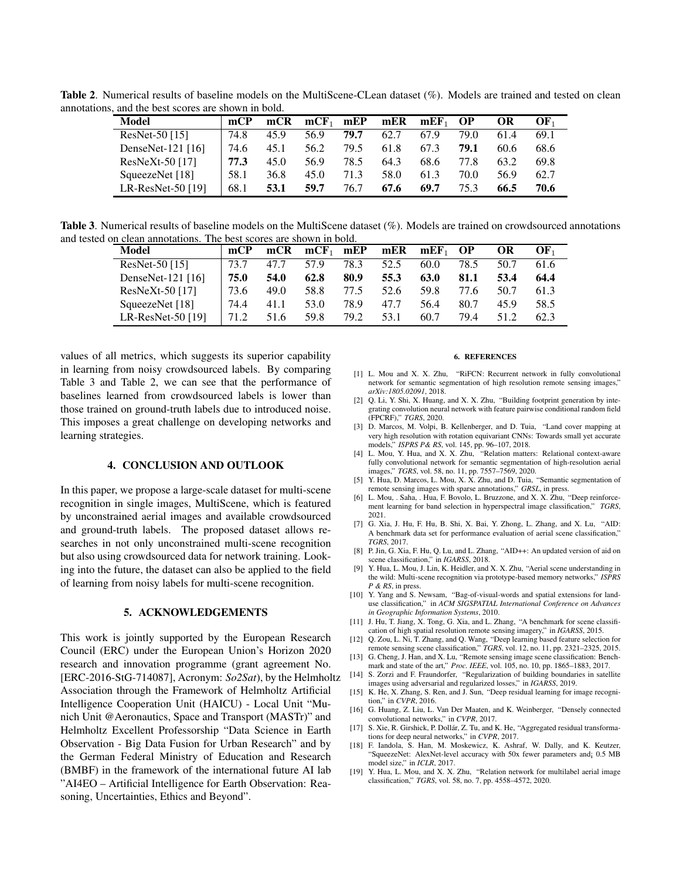**Table 2**. Numerical results of baseline models on the MultiScene-CLean dataset (%). Models are trained and tested on clean annotations, and the best scores are shown in bold.

| Model | mCP | mCR | mCF$_1$ | mEP | mER | mEF$_1$ | OP | OR | OF$_1$ |
|---|---|---|---|---|---|---|---|---|---|
| ResNet-50 [15] | 74.8 | 45.9 | 56.9 | **79.7** | 62.7 | 67.9 | 79.0 | 61.4 | 69.1 |
| DenseNet-121 [16] | 74.6 | 45.1 | 56.2 | 79.5 | 61.8 | 67.3 | **79.1** | 60.6 | 68.6 |
| ResNeXt-50 [17] | **77.3** | 45.0 | 56.9 | 78.5 | 64.3 | 68.6 | 77.8 | 63.2 | 69.8 |
| SqueezeNet [18] | 58.1 | 36.8 | 45.0 | 71.3 | 58.0 | 61.3 | 70.0 | 56.9 | 62.7 |
| LR-ResNet-50 [19] | 68.1 | **53.1** | **59.7** | 76.7 | **67.6** | **69.7** | 75.3 | **66.5** | **70.6** |

**Table 3**. Numerical results of baseline models on the MultiScene dataset (%). Models are trained on crowdsourced annotations and tested on clean annotations. The best scores are shown in bold.

| Model | mCP | mCR | mCF$_1$ | mEP | mER | mEF$_1$ | OP | OR | OF$_1$ |
|---|---|---|---|---|---|---|---|---|---|
| ResNet-50 [15] | 73.7 | 47.7 | 57.9 | 78.3 | 52.5 | 60.0 | 78.5 | 50.7 | 61.6 |
| DenseNet-121 [16] | **75.0** | **54.0** | **62.8** | **80.9** | **55.3** | **63.0** | **81.1** | **53.4** | **64.4** |
| ResNeXt-50 [17] | 73.6 | 49.0 | 58.8 | 77.5 | 52.6 | 59.8 | 77.6 | 50.7 | 61.3 |
| SqueezeNet [18] | 74.4 | 41.1 | 53.0 | 78.9 | 47.7 | 56.4 | 80.7 | 45.9 | 58.5 |
| LR-ResNet-50 [19] | 71.2 | 51.6 | 59.8 | 79.2 | 53.1 | 60.7 | 79.4 | 51.2 | 62.3 |

values of all metrics, which suggests its superior capability in learning from noisy crowdsourced labels. By comparing Table 3 and Table 2, we can see that the performance of baselines learned from crowdsourced labels is lower than those trained on ground-truth labels due to introduced noise. This imposes a great challenge on developing networks and learning strategies.

## 4. CONCLUSION AND OUTLOOK

In this paper, we propose a large-scale dataset for multi-scene recognition in single images, MultiScene, which is featured by unconstrained aerial images and available crowdsourced and ground-truth labels. The proposed dataset allows researches in not only unconstrained multi-scene recognition but also using crowdsourced data for network training. Looking into the future, the dataset can also be applied to the field of learning from noisy labels for multi-scene recognition.

## 5. ACKNOWLEDGEMENTS

This work is jointly supported by the European Research Council (ERC) under the European Union's Horizon 2020 research and innovation programme (grant agreement No. [ERC-2016-StG-714087], Acronym: *So2Sat*), by the Helmholtz Association through the Framework of Helmholtz Artificial Intelligence Cooperation Unit (HAICU) - Local Unit "Munich Unit @Aeronautics, Space and Transport (MASTr)" and Helmholtz Excellent Professorship "Data Science in Earth Observation - Big Data Fusion for Urban Research" and by the German Federal Ministry of Education and Research (BMBF) in the framework of the international future AI lab "AI4EO – Artificial Intelligence for Earth Observation: Reasoning, Uncertainties, Ethics and Beyond".

## 6. REFERENCES

[1] L. Mou and X. X. Zhu, "RiFCN: Recurrent network in fully convolutional network for semantic segmentation of high resolution remote sensing images," *arXiv:1805.02091*, 2018.

[2] Q. Li, Y. Shi, X. Huang, and X. X. Zhu, "Building footprint generation by integrating convolution neural network with feature pairwise conditional random field (FPCRF)," *TGRS*, 2020.

[3] D. Marcos, M. Volpi, B. Kellenberger, and D. Tuia, "Land cover mapping at very high resolution with rotation equivariant CNNs: Towards small yet accurate models," *ISPRS P& RS*, vol. 145, pp. 96–107, 2018.

[4] L. Mou, Y. Hua, and X. X. Zhu, "Relation matters: Relational context-aware fully convolutional network for semantic segmentation of high-resolution aerial images," *TGRS*, vol. 58, no. 11, pp. 7557–7569, 2020.

[5] Y. Hua, D. Marcos, L. Mou, X. X. Zhu, and D. Tuia, "Semantic segmentation of remote sensing images with sparse annotations," *GRSL*, in press.

[6] L. Mou, . Saha, . Hua, F. Bovolo, L. Bruzzone, and X. X. Zhu, "Deep reinforcement learning for band selection in hyperspectral image classification," *TGRS*, 2021.

[7] G. Xia, J. Hu, F. Hu, B. Shi, X. Bai, Y. Zhong, L. Zhang, and X. Lu, "AID: A benchmark data set for performance evaluation of aerial scene classification," *TGRS*, 2017.

[8] P. Jin, G. Xia, F. Hu, Q. Lu, and L. Zhang, "AID++: An updated version of aid on scene classification," in *IGARSS*, 2018.

[9] Y. Hua, L. Mou, J. Lin, K. Heidler, and X. X. Zhu, "Aerial scene understanding in the wild: Multi-scene recognition via prototype-based memory networks," *ISPRS P & RS*, in press.

[10] Y. Yang and S. Newsam, "Bag-of-visual-words and spatial extensions for land-use classification," in *ACM SIGSPATIAL International Conference on Advances in Geographic Information Systems*, 2010.

[11] J. Hu, T. Jiang, X. Tong, G. Xia, and L. Zhang, "A benchmark for scene classification of high spatial resolution remote sensing imagery," in *IGARSS*, 2015.

[12] Q. Zou, L. Ni, T. Zhang, and Q. Wang, "Deep learning based feature selection for remote sensing scene classification," *TGRS*, vol. 12, no. 11, pp. 2321–2325, 2015.

[13] G. Cheng, J. Han, and X. Lu, "Remote sensing image scene classification: Benchmark and state of the art," *Proc. IEEE*, vol. 105, no. 10, pp. 1865–1883, 2017.

[14] S. Zorzi and F. Fraundorfer, "Regularization of building boundaries in satellite images using adversarial and regularized losses," in *IGARSS*, 2019.

[15] K. He, X. Zhang, S. Ren, and J. Sun, "Deep residual learning for image recognition," in *CVPR*, 2016.

[16] G. Huang, Z. Liu, L. Van Der Maaten, and K. Weinberger, "Densely connected convolutional networks," in *CVPR*, 2017.

[17] S. Xie, R. Girshick, P. Dollár, Z. Tu, and K. He, "Aggregated residual transformations for deep neural networks," in *CVPR*, 2017.

[18] F. Iandola, S. Han, M. Moskewicz, K. Ashraf, W. Dally, and K. Keutzer, "SqueezeNet: AlexNet-level accuracy with 50x fewer parameters and¡ 0.5 MB model size," in *ICLR*, 2017.

[19] Y. Hua, L. Mou, and X. X. Zhu, "Relation network for multilabel aerial image classification," *TGRS*, vol. 58, no. 7, pp. 4558–4572, 2020.